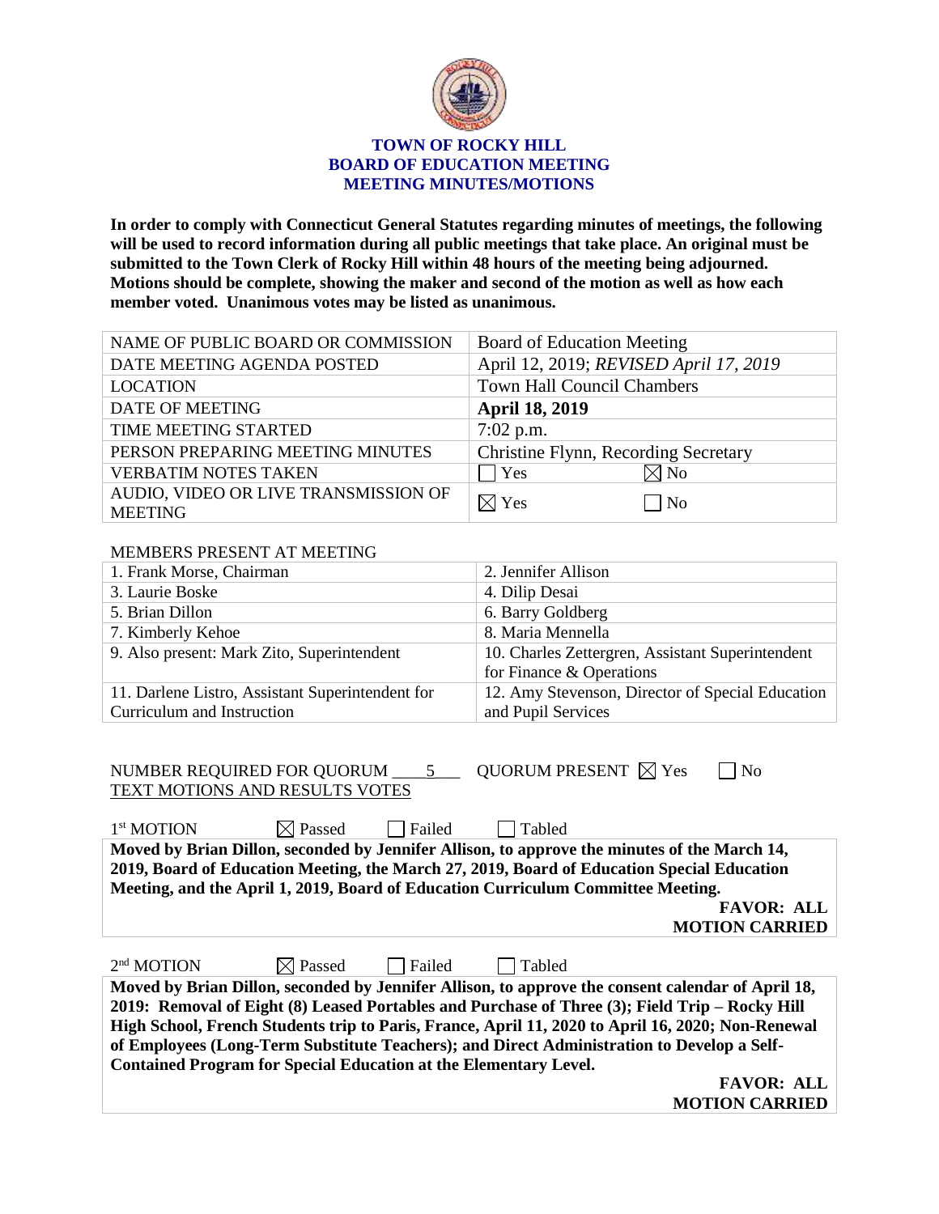# TOWN OF ROCKY HILL
## BOARD OF EDUCATION MEETING
## MEETING MINUTES/MOTIONS

**In order to comply with Connecticut General Statutes regarding minutes of meetings, the following will be used to record information during all public meetings that take place. An original must be submitted to the Town Clerk of Rocky Hill within 48 hours of the meeting being adjourned. Motions should be complete, showing the maker and second of the motion as well as how each member voted. Unanimous votes may be listed as unanimous.**

| | |
|---|---|
| NAME OF PUBLIC BOARD OR COMMISSION | Board of Education Meeting |
| DATE MEETING AGENDA POSTED | April 12, 2019; *REVISED April 17, 2019* |
| LOCATION | Town Hall Council Chambers |
| DATE OF MEETING | **April 18, 2019** |
| TIME MEETING STARTED | 7:02 p.m. |
| PERSON PREPARING MEETING MINUTES | Christine Flynn, Recording Secretary |
| VERBATIM NOTES TAKEN | ☐ Yes ☒ No |
| AUDIO, VIDEO OR LIVE TRANSMISSION OF MEETING | ☒ Yes ☐ No |

MEMBERS PRESENT AT MEETING

| | |
|---|---|
| 1. Frank Morse, Chairman | 2. Jennifer Allison |
| 3. Laurie Boske | 4. Dilip Desai |
| 5. Brian Dillon | 6. Barry Goldberg |
| 7. Kimberly Kehoe | 8. Maria Mennella |
| 9. Also present: Mark Zito, Superintendent | 10. Charles Zettergren, Assistant Superintendent for Finance & Operations |
| 11. Darlene Listro, Assistant Superintendent for Curriculum and Instruction | 12. Amy Stevenson, Director of Special Education and Pupil Services |

NUMBER REQUIRED FOR QUORUM 5 QUORUM PRESENT ☒ Yes ☐ No

TEXT MOTIONS AND RESULTS VOTES

1st MOTION ☒ Passed ☐ Failed ☐ Tabled

**Moved by Brian Dillon, seconded by Jennifer Allison, to approve the minutes of the March 14, 2019, Board of Education Meeting, the March 27, 2019, Board of Education Special Education Meeting, and the April 1, 2019, Board of Education Curriculum Committee Meeting.**

**FAVOR: ALL**
**MOTION CARRIED**

2nd MOTION ☒ Passed ☐ Failed ☐ Tabled

**Moved by Brian Dillon, seconded by Jennifer Allison, to approve the consent calendar of April 18, 2019: Removal of Eight (8) Leased Portables and Purchase of Three (3); Field Trip – Rocky Hill High School, French Students trip to Paris, France, April 11, 2020 to April 16, 2020; Non-Renewal of Employees (Long-Term Substitute Teachers); and Direct Administration to Develop a Self-Contained Program for Special Education at the Elementary Level.**

**FAVOR: ALL**
**MOTION CARRIED**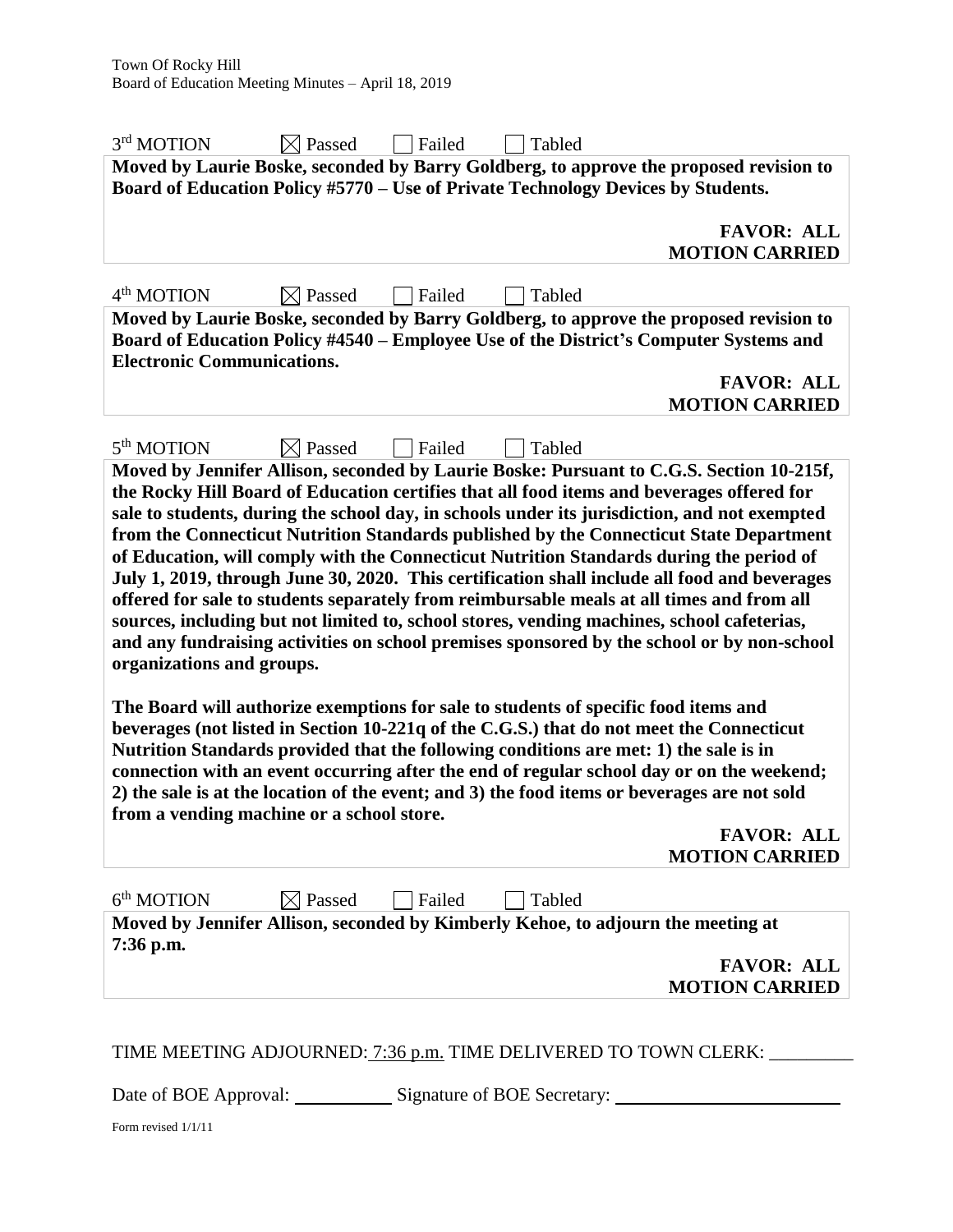3rd MOTION ☒ Passed ☐ Failed ☐ Tabled

**Moved by Laurie Boske, seconded by Barry Goldberg, to approve the proposed revision to Board of Education Policy #5770 – Use of Private Technology Devices by Students.**

**FAVOR: ALL**
**MOTION CARRIED**

4th MOTION ☒ Passed ☐ Failed ☐ Tabled

**Moved by Laurie Boske, seconded by Barry Goldberg, to approve the proposed revision to Board of Education Policy #4540 – Employee Use of the District's Computer Systems and Electronic Communications.**

**FAVOR: ALL**
**MOTION CARRIED**

5th MOTION ☒ Passed ☐ Failed ☐ Tabled

**Moved by Jennifer Allison, seconded by Laurie Boske: Pursuant to C.G.S. Section 10-215f, the Rocky Hill Board of Education certifies that all food items and beverages offered for sale to students, during the school day, in schools under its jurisdiction, and not exempted from the Connecticut Nutrition Standards published by the Connecticut State Department of Education, will comply with the Connecticut Nutrition Standards during the period of July 1, 2019, through June 30, 2020. This certification shall include all food and beverages offered for sale to students separately from reimbursable meals at all times and from all sources, including but not limited to, school stores, vending machines, school cafeterias, and any fundraising activities on school premises sponsored by the school or by non-school organizations and groups.**

**The Board will authorize exemptions for sale to students of specific food items and beverages (not listed in Section 10-221q of the C.G.S.) that do not meet the Connecticut Nutrition Standards provided that the following conditions are met: 1) the sale is in connection with an event occurring after the end of regular school day or on the weekend; 2) the sale is at the location of the event; and 3) the food items or beverages are not sold from a vending machine or a school store.**

**FAVOR: ALL**
**MOTION CARRIED**

6th MOTION ☒ Passed ☐ Failed ☐ Tabled

**Moved by Jennifer Allison, seconded by Kimberly Kehoe, to adjourn the meeting at 7:36 p.m.**

**FAVOR: ALL**
**MOTION CARRIED**

TIME MEETING ADJOURNED: 7:36 p.m. TIME DELIVERED TO TOWN CLERK: _________

Date of BOE Approval: __________ Signature of BOE Secretary: ________________________

Form revised 1/1/11